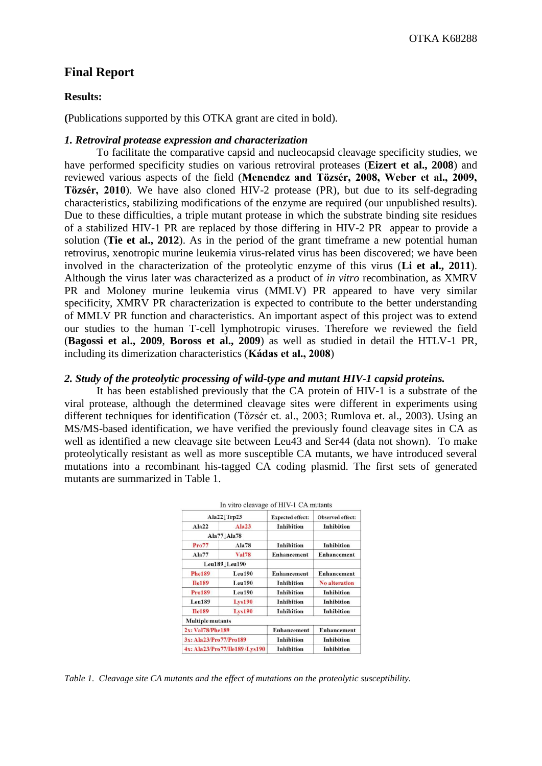OTKA K68288

# Final Report

**Results:**

**(**Publications supported by this OTKA grant are cited in bold).

***1. Retroviral protease expression and characterization***

To facilitate the comparative capsid and nucleocapsid cleavage specificity studies, we have performed specificity studies on various retroviral proteases (**Eizert et al., 2008**) and reviewed various aspects of the field (**Menendez and Tözsér, 2008, Weber et al., 2009, Tözsér, 2010**). We have also cloned HIV-2 protease (PR), but due to its self-degrading characteristics, stabilizing modifications of the enzyme are required (our unpublished results). Due to these difficulties, a triple mutant protease in which the substrate binding site residues of a stabilized HIV-1 PR are replaced by those differing in HIV-2 PR appear to provide a solution (**Tie et al., 2012**). As in the period of the grant timeframe a new potential human retrovirus, xenotropic murine leukemia virus-related virus has been discovered; we have been involved in the characterization of the proteolytic enzyme of this virus (**Li et al., 2011**). Although the virus later was characterized as a product of *in vitro* recombination, as XMRV PR and Moloney murine leukemia virus (MMLV) PR appeared to have very similar specificity, XMRV PR characterization is expected to contribute to the better understanding of MMLV PR function and characteristics. An important aspect of this project was to extend our studies to the human T-cell lymphotropic viruses. Therefore we reviewed the field (**Bagossi et al., 2009**, **Boross et al., 2009**) as well as studied in detail the HTLV-1 PR, including its dimerization characteristics (**Kádas et al., 2008**)

***2. Study of the proteolytic processing of wild-type and mutant HIV-1 capsid proteins.***

It has been established previously that the CA protein of HIV-1 is a substrate of the viral protease, although the determined cleavage sites were different in experiments using different techniques for identification (Tőzsér et. al., 2003; Rumlova et. al., 2003). Using an MS/MS-based identification, we have verified the previously found cleavage sites in CA as well as identified a new cleavage site between Leu43 and Ser44 (data not shown). To make proteolytically resistant as well as more susceptible CA mutants, we have introduced several mutations into a recombinant his-tagged CA coding plasmid. The first sets of generated mutants are summarized in Table 1.

In vitro cleavage of HIV-1 CA mutants

| Ala22↓Trp23 | | Expected effect: | Observed effect: |
|---|---|---|---|
| Ala22 | Ala23 | Inhibition | Inhibition |
| Ala77↓Ala78 | | | |
| Pro77 | Ala78 | Inhibition | Inhibition |
| Ala77 | Val78 | Enhancement | Enhancement |
| Leu189↓Leu190 | | | |
| Phe189 | Leu190 | Enhancement | Enhancement |
| Ile189 | Leu190 | Inhibition | No alteration |
| Pro189 | Leu190 | Inhibition | Inhibition |
| Leu189 | Lys190 | Inhibition | Inhibition |
| Ile189 | Lys190 | Inhibition | Inhibition |
| Multiple mutants | | | |
| 2x: Val78/Phe189 | | Enhancement | Enhancement |
| 3x: Ala23/Pro77/Pro189 | | Inhibition | Inhibition |
| 4x: Ala23/Pro77/Ile189/Lys190 | | Inhibition | Inhibition |

*Table 1. Cleavage site CA mutants and the effect of mutations on the proteolytic susceptibility.*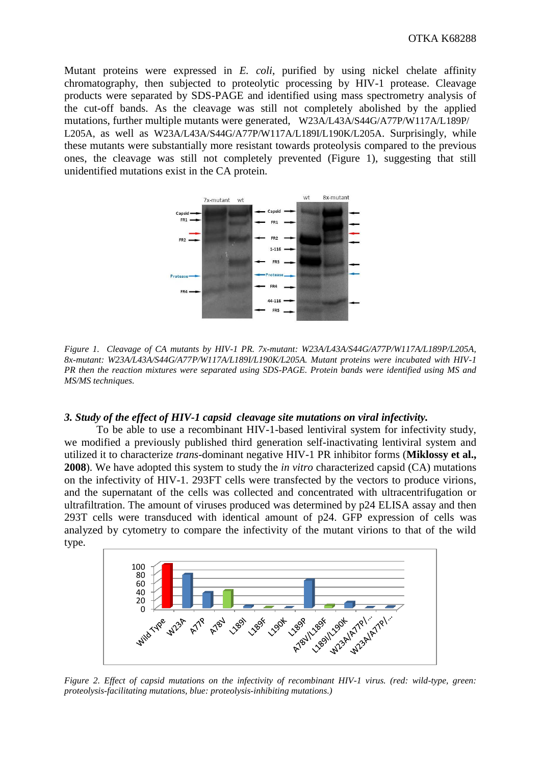Mutant proteins were expressed in *E. coli*, purified by using nickel chelate affinity chromatography, then subjected to proteolytic processing by HIV-1 protease. Cleavage products were separated by SDS-PAGE and identified using mass spectrometry analysis of the cut-off bands. As the cleavage was still not completely abolished by the applied mutations, further multiple mutants were generated, W23A/L43A/S44G/A77P/W117A/L189P/ L205A, as well as W23A/L43A/S44G/A77P/W117A/L189I/L190K/L205A. Surprisingly, while these mutants were substantially more resistant towards proteolysis compared to the previous ones, the cleavage was still not completely prevented (Figure 1), suggesting that still unidentified mutations exist in the CA protein.

*Figure 1. Cleavage of CA mutants by HIV-1 PR. 7x-mutant: W23A/L43A/S44G/A77P/W117A/L189P/L205A, 8x-mutant: W23A/L43A/S44G/A77P/W117A/L189I/L190K/L205A. Mutant proteins were incubated with HIV-1 PR then the reaction mixtures were separated using SDS-PAGE. Protein bands were identified using MS and MS/MS techniques.*

### *3. Study of the effect of HIV-1 capsid cleavage site mutations on viral infectivity.*

To be able to use a recombinant HIV-1-based lentiviral system for infectivity study, we modified a previously published third generation self-inactivating lentiviral system and utilized it to characterize *trans*-dominant negative HIV-1 PR inhibitor forms (**Miklossy et al., 2008**). We have adopted this system to study the *in vitro* characterized capsid (CA) mutations on the infectivity of HIV-1. 293FT cells were transfected by the vectors to produce virions, and the supernatant of the cells was collected and concentrated with ultracentrifugation or ultrafiltration. The amount of viruses produced was determined by p24 ELISA assay and then 293T cells were transduced with identical amount of p24. GFP expression of cells was analyzed by cytometry to compare the infectivity of the mutant virions to that of the wild type.

*Figure 2. Effect of capsid mutations on the infectivity of recombinant HIV-1 virus. (red: wild-type, green: proteolysis-facilitating mutations, blue: proteolysis-inhibiting mutations.)*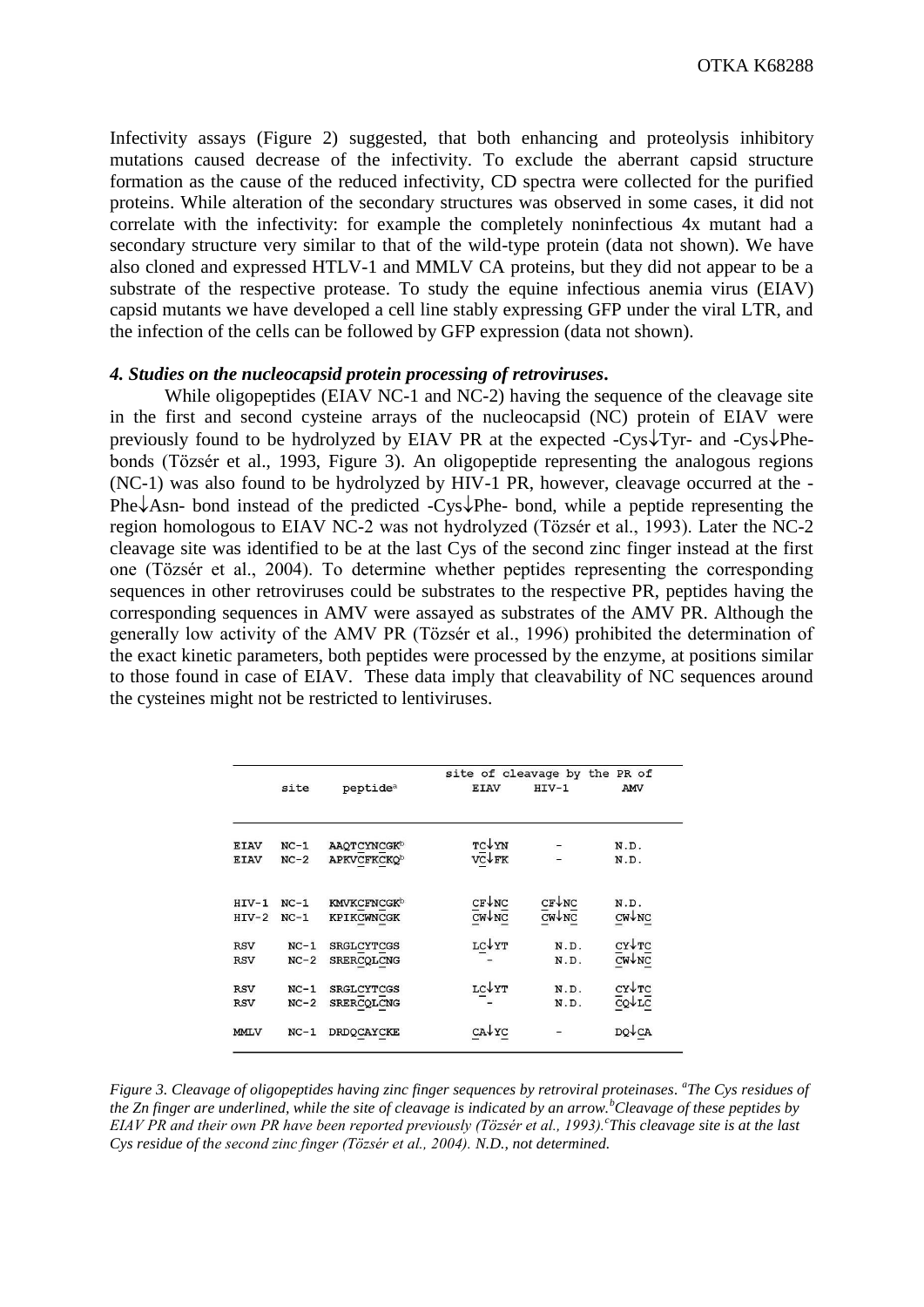Infectivity assays (Figure 2) suggested, that both enhancing and proteolysis inhibitory mutations caused decrease of the infectivity. To exclude the aberrant capsid structure formation as the cause of the reduced infectivity, CD spectra were collected for the purified proteins. While alteration of the secondary structures was observed in some cases, it did not correlate with the infectivity: for example the completely noninfectious 4x mutant had a secondary structure very similar to that of the wild-type protein (data not shown). We have also cloned and expressed HTLV-1 and MMLV CA proteins, but they did not appear to be a substrate of the respective protease. To study the equine infectious anemia virus (EIAV) capsid mutants we have developed a cell line stably expressing GFP under the viral LTR, and the infection of the cells can be followed by GFP expression (data not shown).

#### *4. Studies on the nucleocapsid protein processing of retroviruses.*

While oligopeptides (EIAV NC-1 and NC-2) having the sequence of the cleavage site in the first and second cysteine arrays of the nucleocapsid (NC) protein of EIAV were previously found to be hydrolyzed by EIAV PR at the expected -Cys↓Tyr- and -Cys↓Phe- bonds (Tözsér et al., 1993, Figure 3). An oligopeptide representing the analogous regions (NC-1) was also found to be hydrolyzed by HIV-1 PR, however, cleavage occurred at the -Phe↓Asn- bond instead of the predicted -Cys↓Phe- bond, while a peptide representing the region homologous to EIAV NC-2 was not hydrolyzed (Tözsér et al., 1993). Later the NC-2 cleavage site was identified to be at the last Cys of the second zinc finger instead at the first one (Tözsér et al., 2004). To determine whether peptides representing the corresponding sequences in other retroviruses could be substrates to the respective PR, peptides having the corresponding sequences in AMV were assayed as substrates of the AMV PR. Although the generally low activity of the AMV PR (Tözsér et al., 1996) prohibited the determination of the exact kinetic parameters, both peptides were processed by the enzyme, at positions similar to those found in case of EIAV. These data imply that cleavability of NC sequences around the cysteines might not be restricted to lentiviruses.

| | site | peptide[a] | site of cleavage by the PR of EIAV | HIV-1 | AMV |
|---|---|---|---|---|---|
| EIAV | NC-1 | AAQTCYNCGK[b] | TC↓YN | - | N.D. |
| EIAV | NC-2 | APKVCFKCKQ[b] | VC↓FK | - | N.D. |
| HIV-1 | NC-1 | KMVKCFNCGK[b] | CF↓NC | CF↓NC | N.D. |
| HIV-2 | NC-1 | KPIKCWNCGK | CW↓NC | CW↓NC | CW↓NC |
| RSV | NC-1 | SRGLCYTCGS | LC↓YT | N.D. | CY↓TC |
| RSV | NC-2 | SRERCQLCNG | - | N.D. | CW↓NC |
| RSV | NC-1 | SRGLCYTCGS | LC↓YT | N.D. | CY↓TC |
| RSV | NC-2 | SRERCQLCNG | - | N.D. | CQ↓LC |
| MMLV | NC-1 | DRDQCAYCKE | CA↓YC | - | DQ↓CA |

*Figure 3. Cleavage of oligopeptides having zinc finger sequences by retroviral proteinases. [a]The Cys residues of the Zn finger are underlined, while the site of cleavage is indicated by an arrow. [b]Cleavage of these peptides by EIAV PR and their own PR have been reported previously (Tözsér et al., 1993). [c]This cleavage site is at the last Cys residue of the second zinc finger (Tözsér et al., 2004). N.D., not determined.*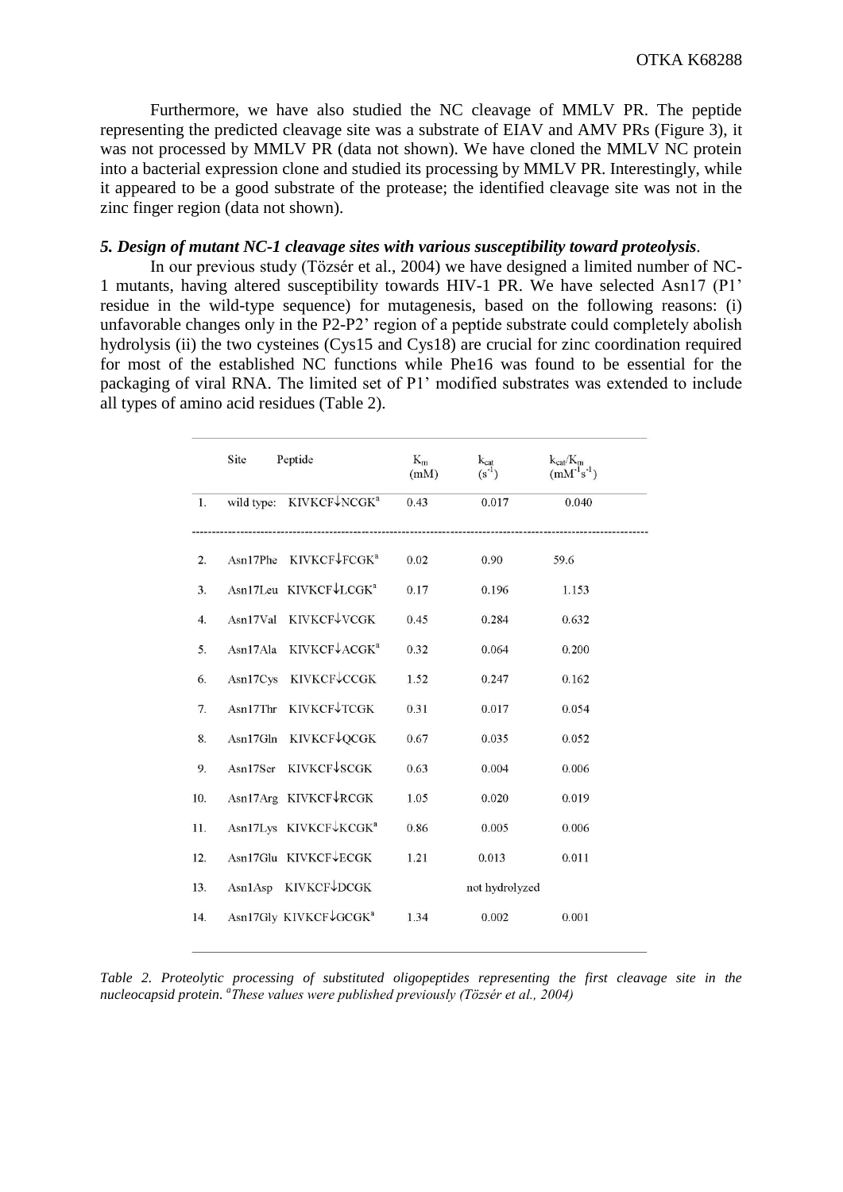Furthermore, we have also studied the NC cleavage of MMLV PR. The peptide representing the predicted cleavage site was a substrate of EIAV and AMV PRs (Figure 3), it was not processed by MMLV PR (data not shown). We have cloned the MMLV NC protein into a bacterial expression clone and studied its processing by MMLV PR. Interestingly, while it appeared to be a good substrate of the protease; the identified cleavage site was not in the zinc finger region (data not shown).

### *5. Design of mutant NC-1 cleavage sites with various susceptibility toward proteolysis*.

In our previous study (Tözsér et al., 2004) we have designed a limited number of NC-1 mutants, having altered susceptibility towards HIV-1 PR. We have selected Asn17 (P1' residue in the wild-type sequence) for mutagenesis, based on the following reasons: (i) unfavorable changes only in the P2-P2' region of a peptide substrate could completely abolish hydrolysis (ii) the two cysteines (Cys15 and Cys18) are crucial for zinc coordination required for most of the established NC functions while Phe16 was found to be essential for the packaging of viral RNA. The limited set of P1' modified substrates was extended to include all types of amino acid residues (Table 2).

| | Site | Peptide | $K_m$ (mM) | $k_{cat}$ ($s^{-1}$) | $k_{cat}/K_m$ ($mM^{-1}s^{-1}$) |
|---|---|---|---|---|---|
| 1. | wild type: | KIVKCF↓NCGK[a] | 0.43 | 0.017 | 0.040 |
| 2. | Asn17Phe | KIVKCF↓FCGK[a] | 0.02 | 0.90 | 59.6 |
| 3. | Asn17Leu | KIVKCF↓LCGK[a] | 0.17 | 0.196 | 1.153 |
| 4. | Asn17Val | KIVKCF↓VCGK | 0.45 | 0.284 | 0.632 |
| 5. | Asn17Ala | KIVKCF↓ACGK[a] | 0.32 | 0.064 | 0.200 |
| 6. | Asn17Cys | KIVKCF↓CCGK | 1.52 | 0.247 | 0.162 |
| 7. | Asn17Thr | KIVKCF↓TCGK | 0.31 | 0.017 | 0.054 |
| 8. | Asn17Gln | KIVKCF↓QCGK | 0.67 | 0.035 | 0.052 |
| 9. | Asn17Ser | KIVKCF↓SCGK | 0.63 | 0.004 | 0.006 |
| 10. | Asn17Arg | KIVKCF↓RCGK | 1.05 | 0.020 | 0.019 |
| 11. | Asn17Lys | KIVKCF↓KCGK[a] | 0.86 | 0.005 | 0.006 |
| 12. | Asn17Glu | KIVKCF↓ECGK | 1.21 | 0.013 | 0.011 |
| 13. | Asn1Asp | KIVKCF↓DCGK | | not hydrolyzed | |
| 14. | Asn17Gly | KIVKCF↓GCGK[a] | 1.34 | 0.002 | 0.001 |

*Table 2. Proteolytic processing of substituted oligopeptides representing the first cleavage site in the nucleocapsid protein. [a]These values were published previously (Tözsér et al., 2004)*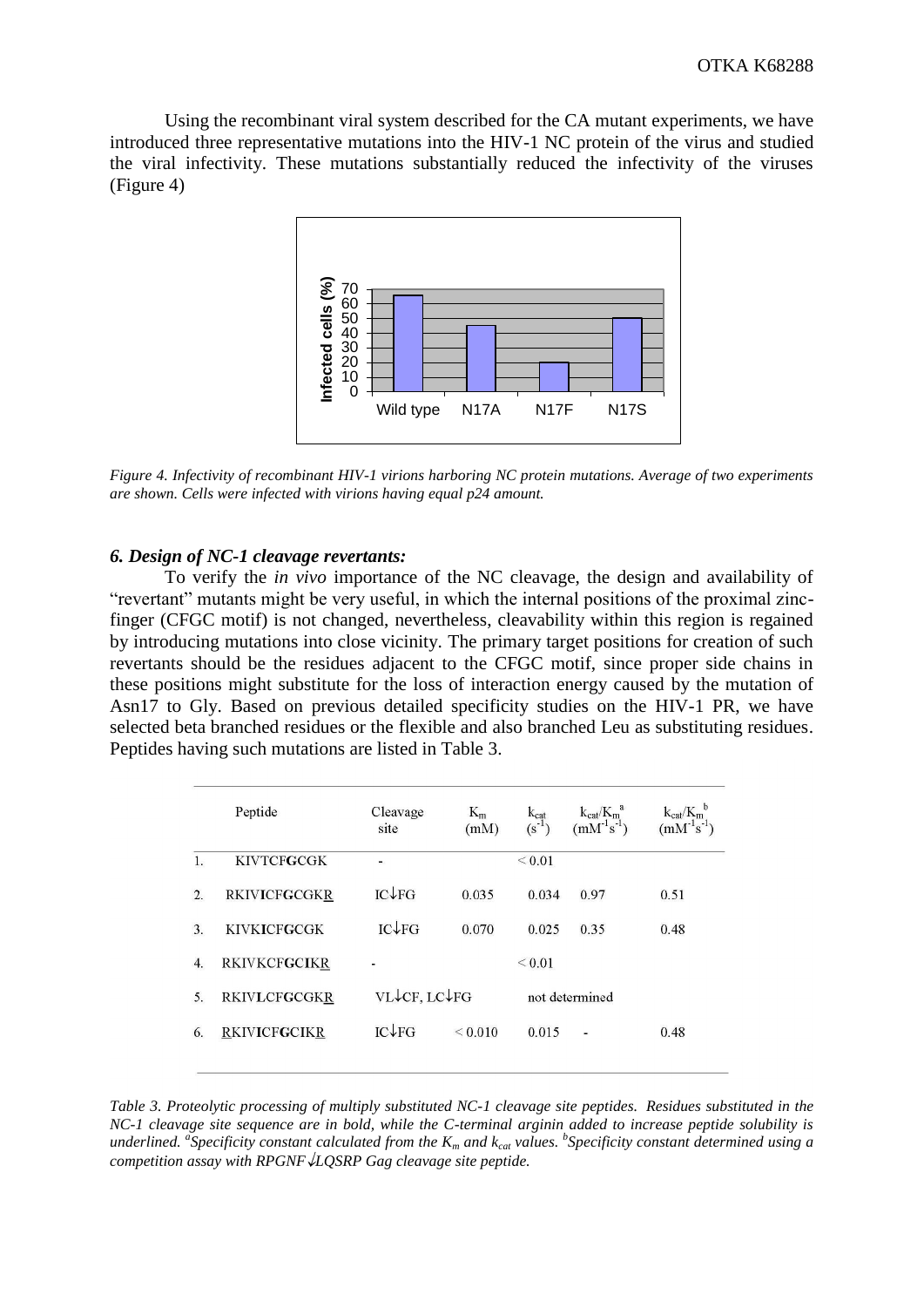Using the recombinant viral system described for the CA mutant experiments, we have introduced three representative mutations into the HIV-1 NC protein of the virus and studied the viral infectivity. These mutations substantially reduced the infectivity of the viruses (Figure 4)

*Figure 4. Infectivity of recombinant HIV-1 virions harboring NC protein mutations. Average of two experiments are shown. Cells were infected with virions having equal p24 amount.*

### *6. Design of NC-1 cleavage revertants:*

To verify the *in vivo* importance of the NC cleavage, the design and availability of "revertant" mutants might be very useful, in which the internal positions of the proximal zinc-finger (CFGC motif) is not changed, nevertheless, cleavability within this region is regained by introducing mutations into close vicinity. The primary target positions for creation of such revertants should be the residues adjacent to the CFGC motif, since proper side chains in these positions might substitute for the loss of interaction energy caused by the mutation of Asn17 to Gly. Based on previous detailed specificity studies on the HIV-1 PR, we have selected beta branched residues or the flexible and also branched Leu as substituting residues. Peptides having such mutations are listed in Table 3.

| | Peptide | Cleavage site | $K_m$ (mM) | $k_{cat}$ ($s^{-1}$) | $k_{cat}/K_m$[a] ($mM^{-1}s^{-1}$) | $k_{cat}/K_m$[b] ($mM^{-1}s^{-1}$) |
|---|---|---|---|---|---|---|
| 1. | KIVT**C**F**G**C**G**K | - | | < 0.01 | | |
| 2. | RKIV**I**CF**G**CGK<u>R</u> | IC↓FG | 0.035 | 0.034 | 0.97 | 0.51 |
| 3. | KIVK**I**CF**G**CGK | IC↓FG | 0.070 | 0.025 | 0.35 | 0.48 |
| 4. | RKIVKCF**G**C**IK**<u>R</u> | - | | < 0.01 | | |
| 5. | RKIV**L**CF**G**CGK<u>R</u> | VL↓CF, LC↓FG | | not determined | | |
| 6. | <u>R</u>KIV**I**CF**G**C**I**K<u>R</u> | IC↓FG | < 0.010 | 0.015 | - | 0.48 |

*Table 3. Proteolytic processing of multiply substituted NC-1 cleavage site peptides. Residues substituted in the NC-1 cleavage site sequence are in bold, while the C-terminal arginin added to increase peptide solubility is underlined. [a]Specificity constant calculated from the $K_m$ and $k_{cat}$ values. [b]Specificity constant determined using a competition assay with RPGNF↓LQSRP Gag cleavage site peptide.*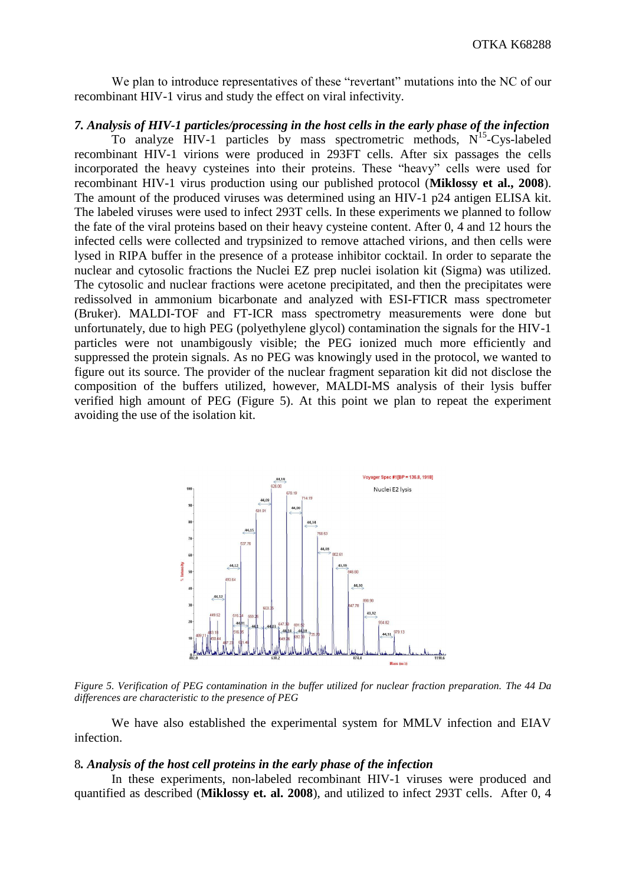We plan to introduce representatives of these "revertant" mutations into the NC of our recombinant HIV-1 virus and study the effect on viral infectivity.

### *7. Analysis of HIV-1 particles/processing in the host cells in the early phase of the infection*

To analyze HIV-1 particles by mass spectrometric methods, $N^{15}$-Cys-labeled recombinant HIV-1 virions were produced in 293FT cells. After six passages the cells incorporated the heavy cysteines into their proteins. These "heavy" cells were used for recombinant HIV-1 virus production using our published protocol (**Miklossy et al., 2008**). The amount of the produced viruses was determined using an HIV-1 p24 antigen ELISA kit. The labeled viruses were used to infect 293T cells. In these experiments we planned to follow the fate of the viral proteins based on their heavy cysteine content. After 0, 4 and 12 hours the infected cells were collected and trypsinized to remove attached virions, and then cells were lysed in RIPA buffer in the presence of a protease inhibitor cocktail. In order to separate the nuclear and cytosolic fractions the Nuclei EZ prep nuclei isolation kit (Sigma) was utilized. The cytosolic and nuclear fractions were acetone precipitated, and then the precipitates were redissolved in ammonium bicarbonate and analyzed with ESI-FTICR mass spectrometer (Bruker). MALDI-TOF and FT-ICR mass spectrometry measurements were done but unfortunately, due to high PEG (polyethylene glycol) contamination the signals for the HIV-1 particles were not unambigously visible; the PEG ionized much more efficiently and suppressed the protein signals. As no PEG was knowingly used in the protocol, we wanted to figure out its source. The provider of the nuclear fragment separation kit did not disclose the composition of the buffers utilized, however, MALDI-MS analysis of their lysis buffer verified high amount of PEG (Figure 5). At this point we plan to repeat the experiment avoiding the use of the isolation kit.

*Figure 5. Verification of PEG contamination in the buffer utilized for nuclear fraction preparation. The 44 Da differences are characteristic to the presence of PEG*

We have also established the experimental system for MMLV infection and EIAV infection.

### 8*. Analysis of the host cell proteins in the early phase of the infection*

In these experiments, non-labeled recombinant HIV-1 viruses were produced and quantified as described (**Miklossy et. al. 2008**), and utilized to infect 293T cells. After 0, 4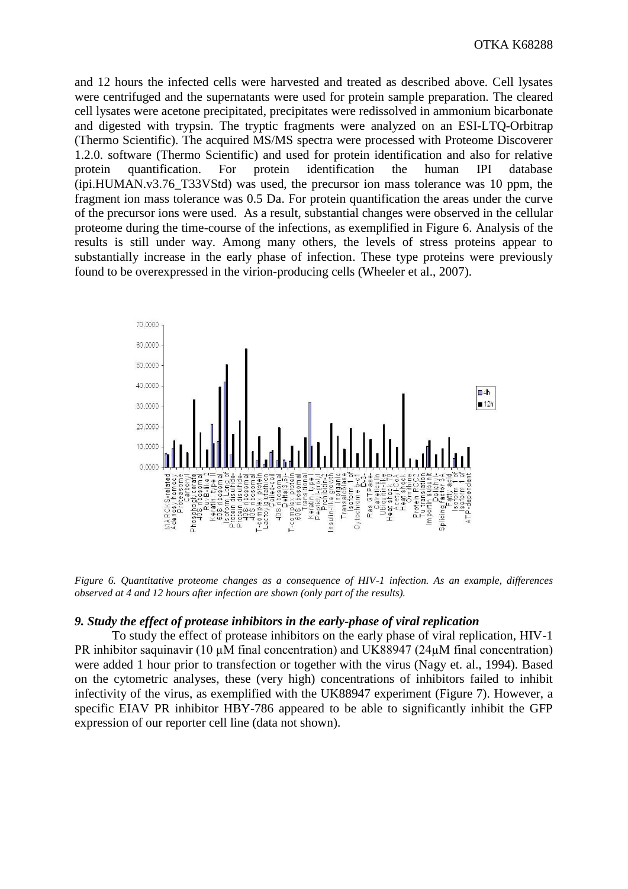and 12 hours the infected cells were harvested and treated as described above. Cell lysates were centrifuged and the supernatants were used for protein sample preparation. The cleared cell lysates were acetone precipitated, precipitates were redissolved in ammonium bicarbonate and digested with trypsin. The tryptic fragments were analyzed on an ESI-LTQ-Orbitrap (Thermo Scientific). The acquired MS/MS spectra were processed with Proteome Discoverer 1.2.0. software (Thermo Scientific) and used for protein identification and also for relative protein quantification. For protein identification the human IPI database (ipi.HUMAN.v3.76_T33VStd) was used, the precursor ion mass tolerance was 10 ppm, the fragment ion mass tolerance was 0.5 Da. For protein quantification the areas under the curve of the precursor ions were used. As a result, substantial changes were observed in the cellular proteome during the time-course of the infections, as exemplified in Figure 6. Analysis of the results is still under way. Among many others, the levels of stress proteins appear to substantially increase in the early phase of infection. These type proteins were previously found to be overexpressed in the virion-producing cells (Wheeler et al., 2007).

*Figure 6. Quantitative proteome changes as a consequence of HIV-1 infection. As an example, differences observed at 4 and 12 hours after infection are shown (only part of the results).*

### *9. Study the effect of protease inhibitors in the early-phase of viral replication*

To study the effect of protease inhibitors on the early phase of viral replication, HIV-1 PR inhibitor saquinavir (10 µM final concentration) and UK88947 (24µM final concentration) were added 1 hour prior to transfection or together with the virus (Nagy et. al., 1994). Based on the cytometric analyses, these (very high) concentrations of inhibitors failed to inhibit infectivity of the virus, as exemplified with the UK88947 experiment (Figure 7). However, a specific EIAV PR inhibitor HBY-786 appeared to be able to significantly inhibit the GFP expression of our reporter cell line (data not shown).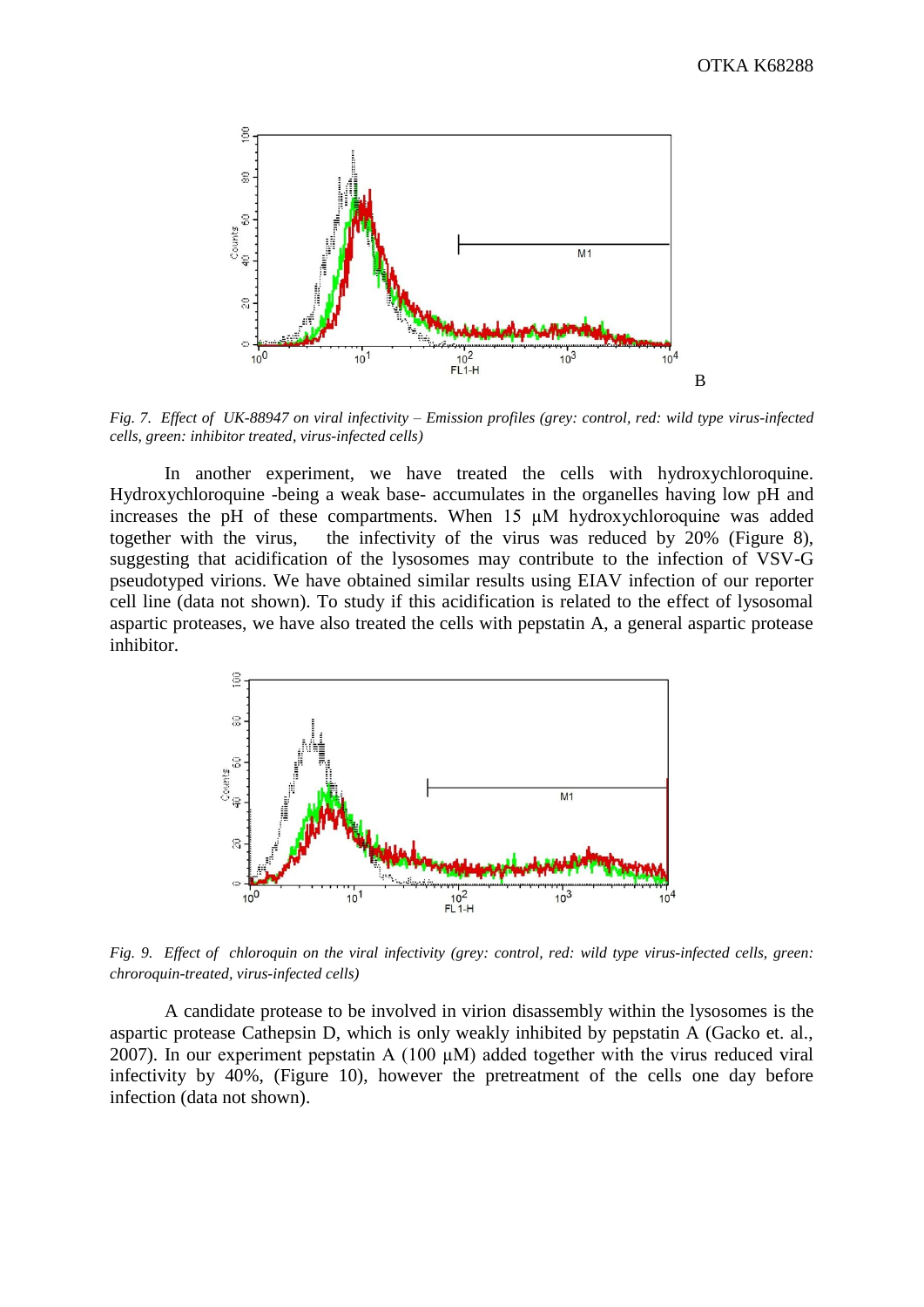B

*Fig. 7. Effect of UK-88947 on viral infectivity – Emission profiles (grey: control, red: wild type virus-infected cells, green: inhibitor treated, virus-infected cells)*

In another experiment, we have treated the cells with hydroxychloroquine. Hydroxychloroquine -being a weak base- accumulates in the organelles having low pH and increases the pH of these compartments. When 15 μM hydroxychloroqune was added together with the virus, the infectivity of the virus was reduced by 20% (Figure 8), suggesting that acidification of the lysosomes may contribute to the infection of VSV-G pseudotyped virions. We have obtained similar results using EIAV infection of our reporter cell line (data not shown). To study if this acidification is related to the effect of lysosomal aspartic proteases, we have also treated the cells with pepstatin A, a general aspartic protease inhibitor.

*Fig. 9. Effect of chloroquin on the viral infectivity (grey: control, red: wild type virus-infected cells, green: chroroquin-treated, virus-infected cells)*

A candidate protease to be involved in virion disassembly within the lysosomes is the aspartic protease Cathepsin D, which is only weakly inhibited by pepstatin A (Gacko et. al., 2007). In our experiment pepstatin A (100 μM) added together with the virus reduced viral infectivity by 40%, (Figure 10), however the pretreatment of the cells one day before infection (data not shown).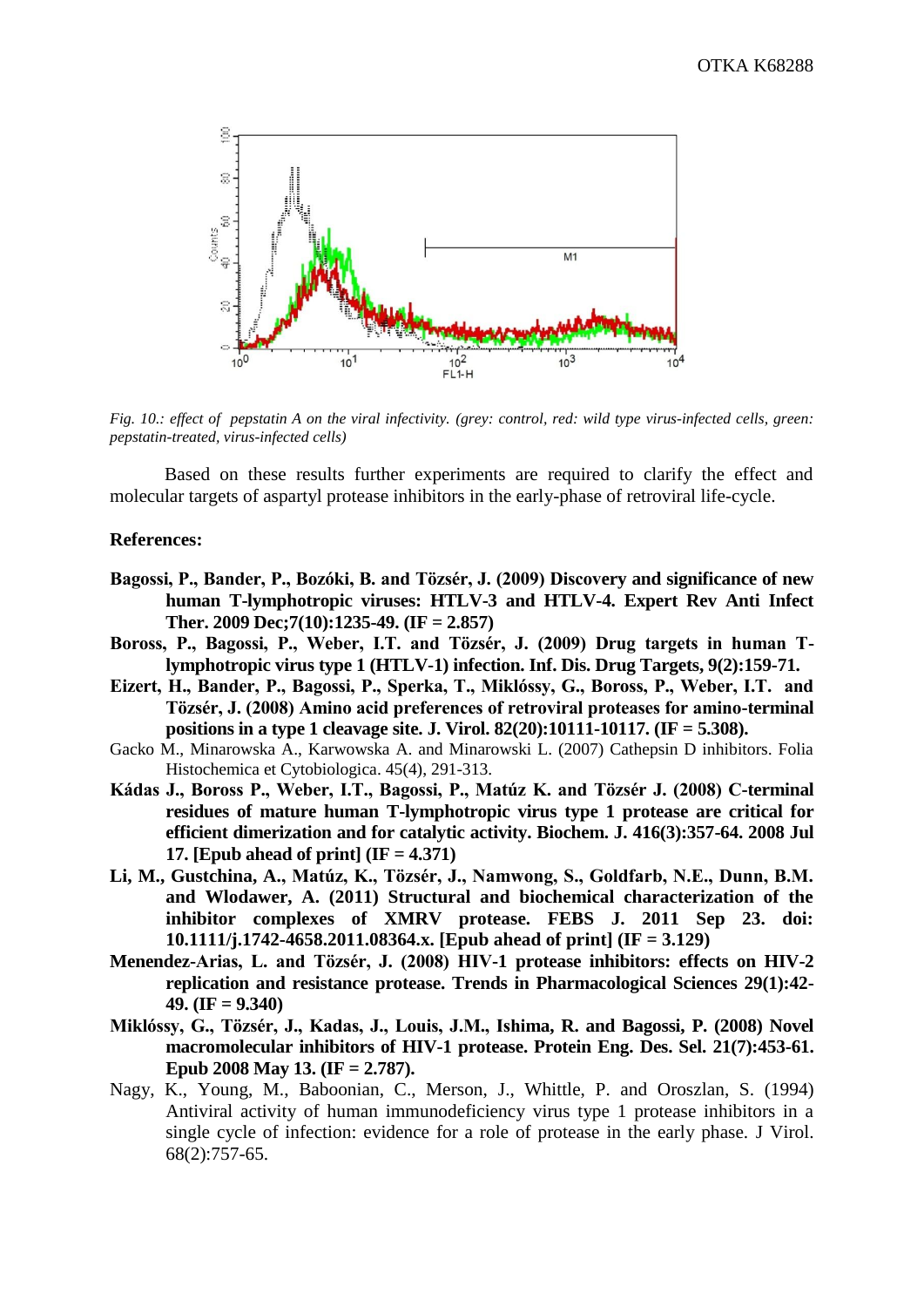*Fig. 10.: effect of pepstatin A on the viral infectivity. (grey: control, red: wild type virus-infected cells, green: pepstatin-treated, virus-infected cells)*

Based on these results further experiments are required to clarify the effect and molecular targets of aspartyl protease inhibitors in the early-phase of retroviral life-cycle.

**References:**

**Bagossi, P., Bander, P., Bozóki, B. and Tözsér, J. (2009) Discovery and significance of new human T-lymphotropic viruses: HTLV-3 and HTLV-4. Expert Rev Anti Infect Ther. 2009 Dec;7(10):1235-49. (IF = 2.857)**

**Boross, P., Bagossi, P., Weber, I.T. and Tözsér, J. (2009) Drug targets in human T-lymphotropic virus type 1 (HTLV-1) infection. Inf. Dis. Drug Targets, 9(2):159-71.**

**Eizert, H., Bander, P., Bagossi, P., Sperka, T., Miklóssy, G., Boross, P., Weber, I.T. and Tözsér, J. (2008) Amino acid preferences of retroviral proteases for amino-terminal positions in a type 1 cleavage site. J. Virol. 82(20):10111-10117. (IF = 5.308).**

Gacko M., Minarowska A., Karwowska A. and Minarowski L. (2007) Cathepsin D inhibitors. Folia Histochemica et Cytobiologica. 45(4), 291-313.

**Kádas J., Boross P., Weber, I.T., Bagossi, P., Matúz K. and Tözsér J. (2008) C-terminal residues of mature human T-lymphotropic virus type 1 protease are critical for efficient dimerization and for catalytic activity. Biochem. J. 416(3):357-64. 2008 Jul 17. [Epub ahead of print] (IF = 4.371)**

**Li, M., Gustchina, A., Matúz, K., Tözsér, J., Namwong, S., Goldfarb, N.E., Dunn, B.M. and Wlodawer, A. (2011) Structural and biochemical characterization of the inhibitor complexes of XMRV protease. FEBS J. 2011 Sep 23. doi: 10.1111/j.1742-4658.2011.08364.x. [Epub ahead of print] (IF = 3.129)**

**Menendez-Arias, L. and Tözsér, J. (2008) HIV-1 protease inhibitors: effects on HIV-2 replication and resistance protease. Trends in Pharmacological Sciences 29(1):42-49. (IF = 9.340)**

**Miklóssy, G., Tözsér, J., Kadas, J., Louis, J.M., Ishima, R. and Bagossi, P. (2008) Novel macromolecular inhibitors of HIV-1 protease. Protein Eng. Des. Sel. 21(7):453-61. Epub 2008 May 13. (IF = 2.787).**

Nagy, K., Young, M., Baboonian, C., Merson, J., Whittle, P. and Oroszlan, S. (1994) Antiviral activity of human immunodeficiency virus type 1 protease inhibitors in a single cycle of infection: evidence for a role of protease in the early phase. J Virol. 68(2):757-65.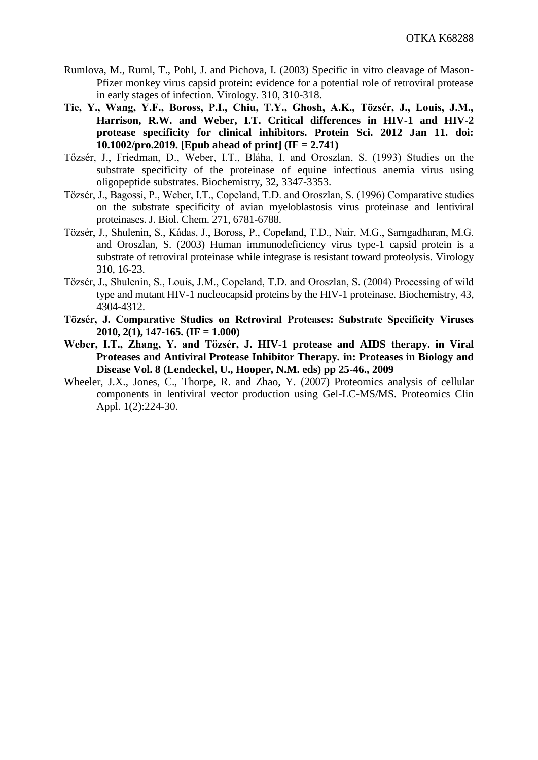Rumlova, M., Ruml, T., Pohl, J. and Pichova, I. (2003) Specific in vitro cleavage of Mason-Pfizer monkey virus capsid protein: evidence for a potential role of retroviral protease in early stages of infection. Virology. 310, 310-318.

**Tie, Y., Wang, Y.F., Boross, P.I., Chiu, T.Y., Ghosh, A.K., Tözsér, J., Louis, J.M., Harrison, R.W. and Weber, I.T. Critical differences in HIV-1 and HIV-2 protease specificity for clinical inhibitors. Protein Sci. 2012 Jan 11. doi: 10.1002/pro.2019. [Epub ahead of print] (IF = 2.741)**

Tőzsér, J., Friedman, D., Weber, I.T., Bláha, I. and Oroszlan, S. (1993) Studies on the substrate specificity of the proteinase of equine infectious anemia virus using oligopeptide substrates. Biochemistry, 32, 3347-3353.

Tözsér, J., Bagossi, P., Weber, I.T., Copeland, T.D. and Oroszlan, S. (1996) Comparative studies on the substrate specificity of avian myeloblastosis virus proteinase and lentiviral proteinases. J. Biol. Chem. 271, 6781-6788.

Tözsér, J., Shulenin, S., Kádas, J., Boross, P., Copeland, T.D., Nair, M.G., Sarngadharan, M.G. and Oroszlan, S. (2003) Human immunodeficiency virus type-1 capsid protein is a substrate of retroviral proteinase while integrase is resistant toward proteolysis. Virology 310, 16-23.

Tözsér, J., Shulenin, S., Louis, J.M., Copeland, T.D. and Oroszlan, S. (2004) Processing of wild type and mutant HIV-1 nucleocapsid proteins by the HIV-1 proteinase. Biochemistry, 43, 4304-4312.

**Tözsér, J. Comparative Studies on Retroviral Proteases: Substrate Specificity Viruses 2010, 2(1), 147-165. (IF = 1.000)**

**Weber, I.T., Zhang, Y. and Tözsér, J. HIV-1 protease and AIDS therapy. in Viral Proteases and Antiviral Protease Inhibitor Therapy. in: Proteases in Biology and Disease Vol. 8 (Lendeckel, U., Hooper, N.M. eds) pp 25-46., 2009**

Wheeler, J.X., Jones, C., Thorpe, R. and Zhao, Y. (2007) Proteomics analysis of cellular components in lentiviral vector production using Gel-LC-MS/MS. Proteomics Clin Appl. 1(2):224-30.